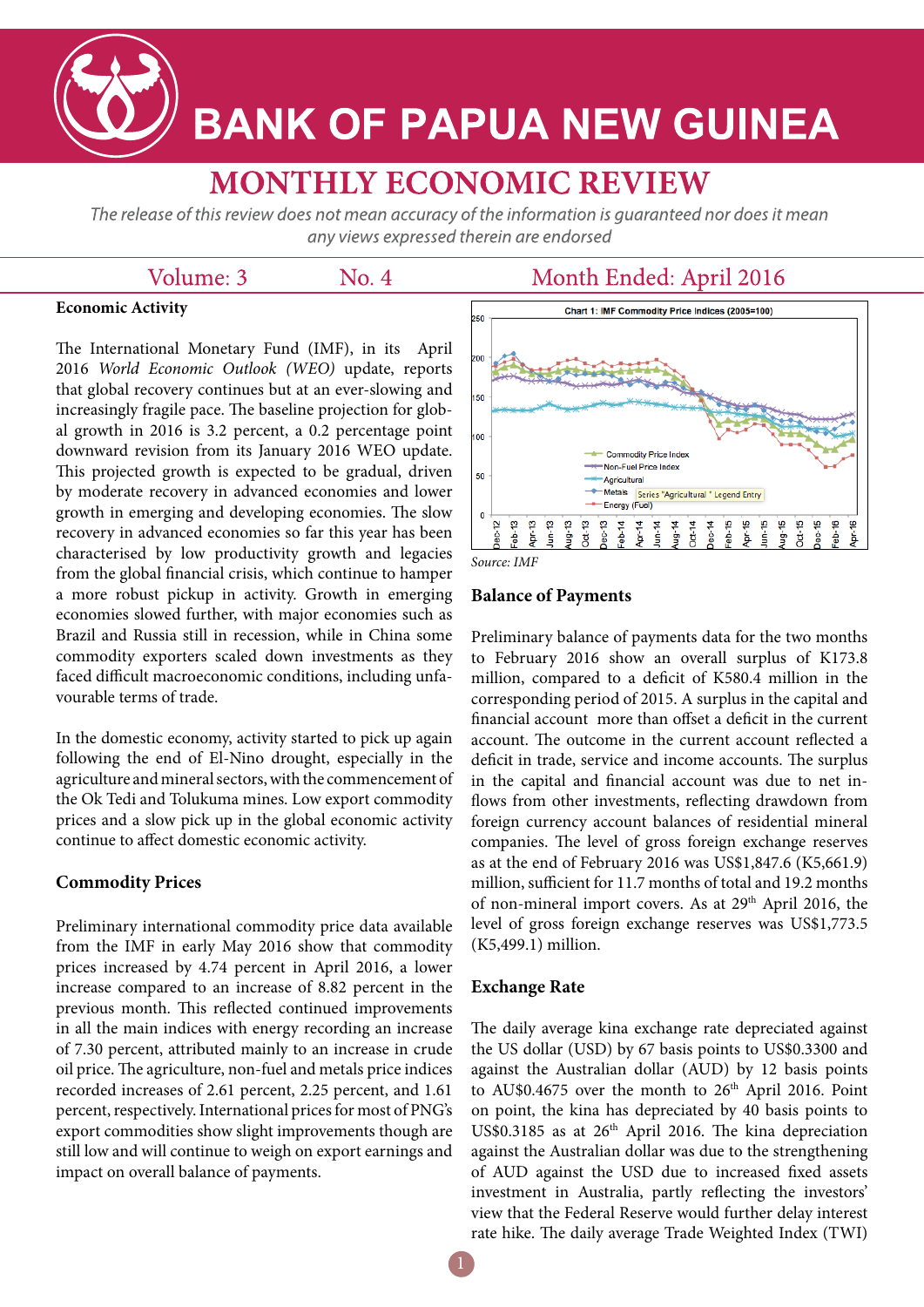# BANK OF PAPUA NEW GUINEA

# MONTHLY ECONOMIC REVIEW

*The release of this review does not mean accuracy of the information is guaranteed nor does it mean any views expressed therein are endorsed*

Volume: 3 No. 4 Month Ended: April 2016

## Economic Activity

The International Monetary Fund (IMF), in its April 2016 *World Economic Outlook (WEO)* update, reports that global recovery continues but at an ever-slowing and increasingly fragile pace. The baseline projection for global growth in 2016 is 3.2 percent, a 0.2 percentage point downward revision from its January 2016 WEO update. This projected growth is expected to be gradual, driven by moderate recovery in advanced economies and lower growth in emerging and developing economies. The slow recovery in advanced economies so far this year has been characterised by low productivity growth and legacies from the global financial crisis, which continue to hamper a more robust pickup in activity. Growth in emerging economies slowed further, with major economies such as Brazil and Russia still in recession, while in China some commodity exporters scaled down investments as they faced difficult macroeconomic conditions, including unfavourable terms of trade.

In the domestic economy, activity started to pick up again following the end of El-Nino drought, especially in the agriculture and mineral sectors, with the commencement of the Ok Tedi and Tolukuma mines. Low export commodity prices and a slow pick up in the global economic activity continue to affect domestic economic activity.

## Commodity Prices

Preliminary international commodity price data available from the IMF in early May 2016 show that commodity prices increased by 4.74 percent in April 2016, a lower increase compared to an increase of 8.82 percent in the previous month. This reflected continued improvements in all the main indices with energy recording an increase of 7.30 percent, attributed mainly to an increase in crude oil price. The agriculture, non-fuel and metals price indices recorded increases of 2.61 percent, 2.25 percent, and 1.61 percent, respectively. International prices for most of PNG's export commodities show slight improvements though are still low and will continue to weigh on export earnings and impact on overall balance of payments.

Chart 1: IMF Commodity Price Indices (2005=100)

Source: IMF

## Balance of Payments

Preliminary balance of payments data for the two months to February 2016 show an overall surplus of K173.8 million, compared to a deficit of K580.4 million in the corresponding period of 2015. A surplus in the capital and financial account more than offset a deficit in the current account. The outcome in the current account reflected a deficit in trade, service and income accounts. The surplus in the capital and financial account was due to net inflows from other investments, reflecting drawdown from foreign currency account balances of residential mineral companies. The level of gross foreign exchange reserves as at the end of February 2016 was US$1,847.6 (K5,661.9) million, sufficient for 11.7 months of total and 19.2 months of non-mineral import covers. As at 29th April 2016, the level of gross foreign exchange reserves was US$1,773.5 (K5,499.1) million.

## Exchange Rate

The daily average kina exchange rate depreciated against the US dollar (USD) by 67 basis points to US$0.3300 and against the Australian dollar (AUD) by 12 basis points to AU$0.4675 over the month to 26th April 2016. Point on point, the kina has depreciated by 40 basis points to US$0.3185 as at 26th April 2016. The kina depreciation against the Australian dollar was due to the strengthening of AUD against the USD due to increased fixed assets investment in Australia, partly reflecting the investors' view that the Federal Reserve would further delay interest rate hike. The daily average Trade Weighted Index (TWI)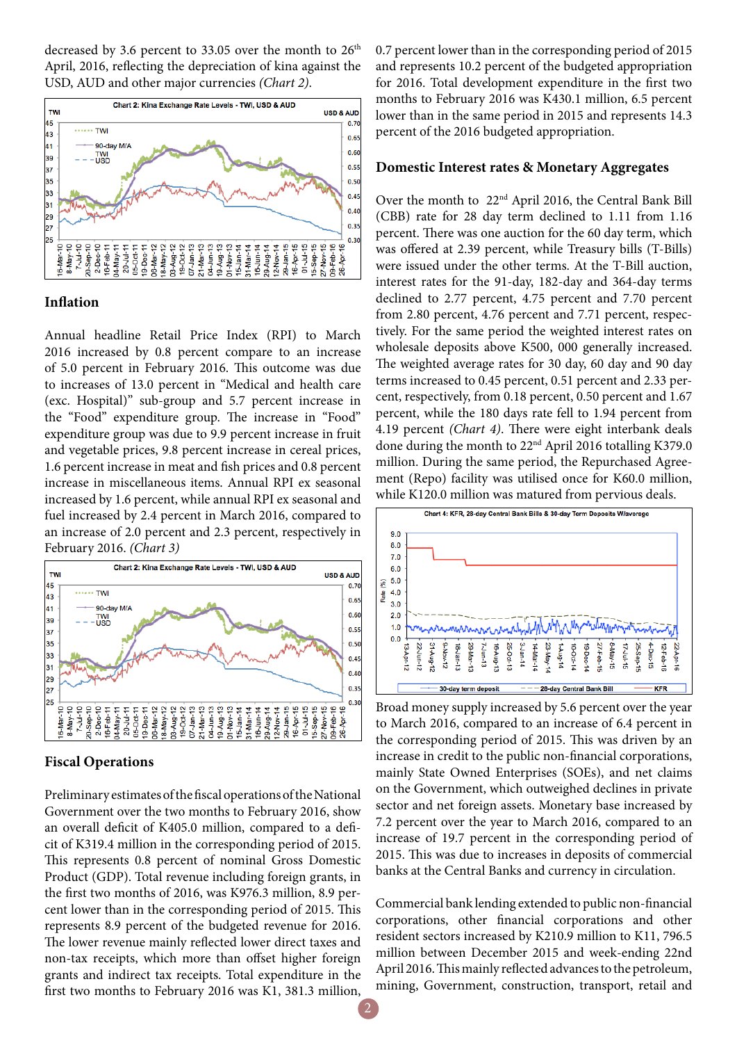decreased by 3.6 percent to 33.05 over the month to 26th April, 2016, reflecting the depreciation of kina against the USD, AUD and other major currencies *(Chart 2)*.

Chart 2: Kina Exchange Rate Levels - TWI, USD & AUD

## Inflation

Annual headline Retail Price Index (RPI) to March 2016 increased by 0.8 percent compare to an increase of 5.0 percent in February 2016. This outcome was due to increases of 13.0 percent in "Medical and health care (exc. Hospital)" sub-group and 5.7 percent increase in the "Food" expenditure group. The increase in "Food" expenditure group was due to 9.9 percent increase in fruit and vegetable prices, 9.8 percent increase in cereal prices, 1.6 percent increase in meat and fish prices and 0.8 percent increase in miscellaneous items. Annual RPI ex seasonal increased by 1.6 percent, while annual RPI ex seasonal and fuel increased by 2.4 percent in March 2016, compared to an increase of 2.0 percent and 2.3 percent, respectively in February 2016. *(Chart 3)*

Chart 2: Kina Exchange Rate Levels - TWI, USD & AUD

## Fiscal Operations

Preliminary estimates of the fiscal operations of the National Government over the two months to February 2016, show an overall deficit of K405.0 million, compared to a deficit of K319.4 million in the corresponding period of 2015. This represents 0.8 percent of nominal Gross Domestic Product (GDP). Total revenue including foreign grants, in the first two months of 2016, was K976.3 million, 8.9 percent lower than in the corresponding period of 2015. This represents 8.9 percent of the budgeted revenue for 2016. The lower revenue mainly reflected lower direct taxes and non-tax receipts, which more than offset higher foreign grants and indirect tax receipts. Total expenditure in the first two months to February 2016 was K1, 381.3 million, 0.7 percent lower than in the corresponding period of 2015 and represents 10.2 percent of the budgeted appropriation for 2016. Total development expenditure in the first two months to February 2016 was K430.1 million, 6.5 percent lower than in the same period in 2015 and represents 14.3 percent of the 2016 budgeted appropriation.

## Domestic Interest rates & Monetary Aggregates

Over the month to 22nd April 2016, the Central Bank Bill (CBB) rate for 28 day term declined to 1.11 from 1.16 percent. There was one auction for the 60 day term, which was offered at 2.39 percent, while Treasury bills (T-Bills) were issued under the other terms. At the T-Bill auction, interest rates for the 91-day, 182-day and 364-day terms declined to 2.77 percent, 4.75 percent and 7.70 percent from 2.80 percent, 4.76 percent and 7.71 percent, respectively. For the same period the weighted interest rates on wholesale deposits above K500, 000 generally increased. The weighted average rates for 30 day, 60 day and 90 day terms increased to 0.45 percent, 0.51 percent and 2.33 percent, respectively, from 0.18 percent, 0.50 percent and 1.67 percent, while the 180 days rate fell to 1.94 percent from 4.19 percent *(Chart 4)*. There were eight interbank deals done during the month to 22nd April 2016 totalling K379.0 million. During the same period, the Repurchased Agreement (Repo) facility was utilised once for K60.0 million, while K120.0 million was matured from pervious deals.

Chart 4: KFR, 28-day Central Bank Bills & 30-day Term Deposits W/average

Broad money supply increased by 5.6 percent over the year to March 2016, compared to an increase of 6.4 percent in the corresponding period of 2015. This was driven by an increase in credit to the public non-financial corporations, mainly State Owned Enterprises (SOEs), and net claims on the Government, which outweighed declines in private sector and net foreign assets. Monetary base increased by 7.2 percent over the year to March 2016, compared to an increase of 19.7 percent in the corresponding period of 2015. This was due to increases in deposits of commercial banks at the Central Banks and currency in circulation.

Commercial bank lending extended to public non-financial corporations, other financial corporations and other resident sectors increased by K210.9 million to K11, 796.5 million between December 2015 and week-ending 22nd April 2016. This mainly reflected advances to the petroleum, mining, Government, construction, transport, retail and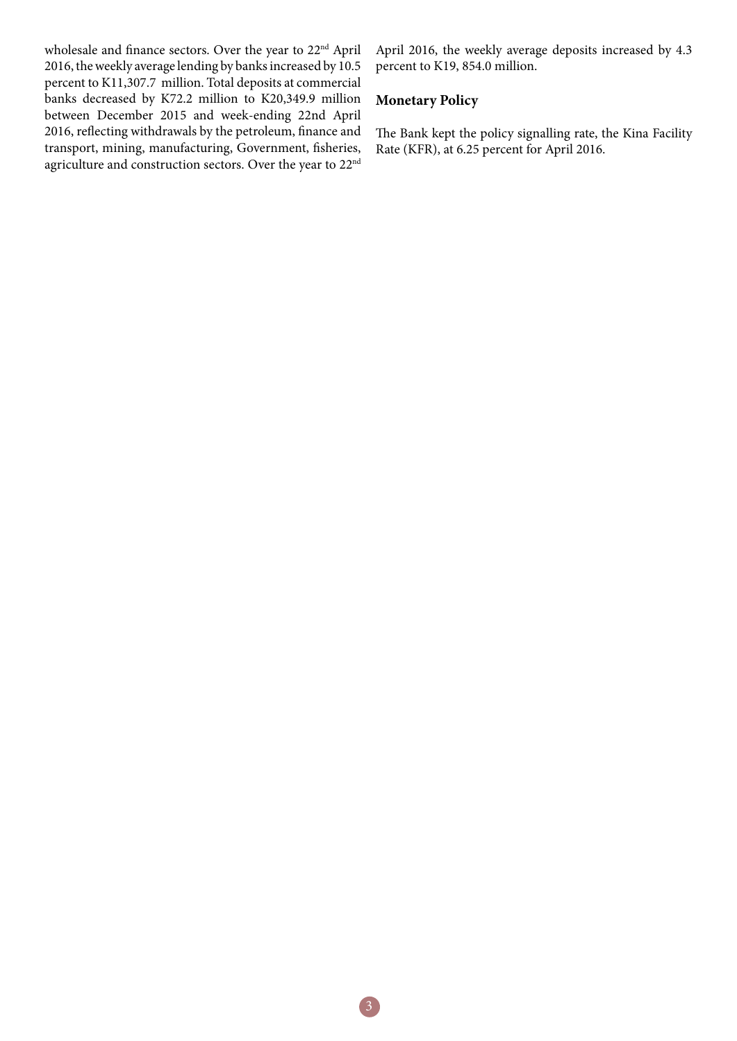wholesale and finance sectors. Over the year to 22nd April 2016, the weekly average lending by banks increased by 10.5 percent to K11,307.7 million. Total deposits at commercial banks decreased by K72.2 million to K20,349.9 million between December 2015 and week-ending 22nd April 2016, reflecting withdrawals by the petroleum, finance and transport, mining, manufacturing, Government, fisheries, agriculture and construction sectors. Over the year to 22nd April 2016, the weekly average deposits increased by 4.3 percent to K19, 854.0 million.

## Monetary Policy

The Bank kept the policy signalling rate, the Kina Facility Rate (KFR), at 6.25 percent for April 2016.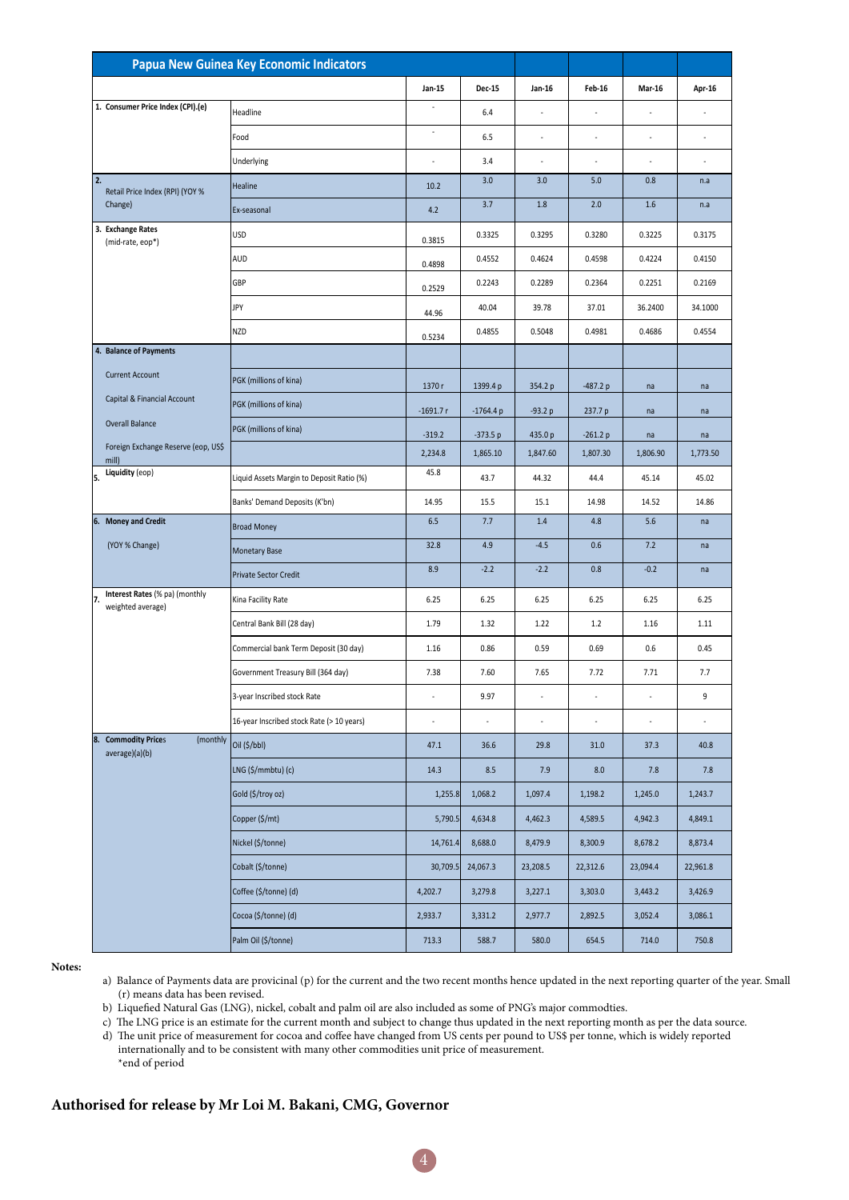| Papua New Guinea Key Economic Indicators | | | | | | | |
|---|---|---|---|---|---|---|---|
| | | Jan-15 | Dec-15 | Jan-16 | Feb-16 | Mar-16 | Apr-16 |
| 1. Consumer Price Index (CPI).(e) | Headline | - | 6.4 | - | - | - | - |
| | Food | - | 6.5 | - | - | - | - |
| | Underlying | - | 3.4 | - | - | - | - |
| 2. Retail Price Index (RPI) (YOY % Change) | Healine | 10.2 | 3.0 | 3.0 | 5.0 | 0.8 | n.a |
| | Ex-seasonal | 4.2 | 3.7 | 1.8 | 2.0 | 1.6 | n.a |
| 3. Exchange Rates (mid-rate, eop*) | USD | 0.3815 | 0.3325 | 0.3295 | 0.3280 | 0.3225 | 0.3175 |
| | AUD | 0.4898 | 0.4552 | 0.4624 | 0.4598 | 0.4224 | 0.4150 |
| | GBP | 0.2529 | 0.2243 | 0.2289 | 0.2364 | 0.2251 | 0.2169 |
| | JPY | 44.96 | 40.04 | 39.78 | 37.01 | 36.2400 | 34.1000 |
| | NZD | 0.5234 | 0.4855 | 0.5048 | 0.4981 | 0.4686 | 0.4554 |
| 4. Balance of Payments | | | | | | | |
| Current Account | PGK (millions of kina) | 1370 r | 1399.4 p | 354.2 p | -487.2 p | na | na |
| Capital & Financial Account | PGK (millions of kina) | -1691.7 r | -1764.4 p | -93.2 p | 237.7 p | na | na |
| Overall Balance | PGK (millions of kina) | -319.2 | -373.5 p | 435.0 p | -261.2 p | na | na |
| Foreign Exchange Reserve (eop, US$ mill) | | 2,234.8 | 1,865.10 | 1,847.60 | 1,807.30 | 1,806.90 | 1,773.50 |
| 5. Liquidity (eop) | Liquid Assets Margin to Deposit Ratio (%) | 45.8 | 43.7 | 44.32 | 44.4 | 45.14 | 45.02 |
| | Banks' Demand Deposits (K'bn) | 14.95 | 15.5 | 15.1 | 14.98 | 14.52 | 14.86 |
| 6. Money and Credit (YOY % Change) | Broad Money | 6.5 | 7.7 | 1.4 | 4.8 | 5.6 | na |
| | Monetary Base | 32.8 | 4.9 | -4.5 | 0.6 | 7.2 | na |
| | Private Sector Credit | 8.9 | -2.2 | -2.2 | 0.8 | -0.2 | na |
| 7. Interest Rates (% pa) (monthly weighted average) | Kina Facility Rate | 6.25 | 6.25 | 6.25 | 6.25 | 6.25 | 6.25 |
| | Central Bank Bill (28 day) | 1.79 | 1.32 | 1.22 | 1.2 | 1.16 | 1.11 |
| | Commercial bank Term Deposit (30 day) | 1.16 | 0.86 | 0.59 | 0.69 | 0.6 | 0.45 |
| | Government Treasury Bill (364 day) | 7.38 | 7.60 | 7.65 | 7.72 | 7.71 | 7.7 |
| | 3-year Inscribed stock Rate | - | 9.97 | - | - | - | 9 |
| | 16-year Inscribed stock Rate (> 10 years) | - | - | - | - | - | - |
| 8. Commodity Prices (monthly average)(a)(b) | Oil ($/bbl) | 47.1 | 36.6 | 29.8 | 31.0 | 37.3 | 40.8 |
| | LNG ($/mmbtu) (c) | 14.3 | 8.5 | 7.9 | 8.0 | 7.8 | 7.8 |
| | Gold ($/troy oz) | 1,255.8 | 1,068.2 | 1,097.4 | 1,198.2 | 1,245.0 | 1,243.7 |
| | Copper ($/mt) | 5,790.5 | 4,634.8 | 4,462.3 | 4,589.5 | 4,942.3 | 4,849.1 |
| | Nickel ($/tonne) | 14,761.4 | 8,688.0 | 8,479.9 | 8,300.9 | 8,678.2 | 8,873.4 |
| | Cobalt ($/tonne) | 30,709.5 | 24,067.3 | 23,208.5 | 22,312.6 | 23,094.4 | 22,961.8 |
| | Coffee ($/tonne) (d) | 4,202.7 | 3,279.8 | 3,227.1 | 3,303.0 | 3,443.2 | 3,426.9 |
| | Cocoa ($/tonne) (d) | 2,933.7 | 3,331.2 | 2,977.7 | 2,892.5 | 3,052.4 | 3,086.1 |
| | Palm Oil ($/tonne) | 713.3 | 588.7 | 580.0 | 654.5 | 714.0 | 750.8 |

**Notes:**

a) Balance of Payments data are provicinal (p) for the current and the two recent months hence updated in the next reporting quarter of the year. Small (r) means data has been revised.

b) Liquefied Natural Gas (LNG), nickel, cobalt and palm oil are also included as some of PNG's major commodties.

c) The LNG price is an estimate for the current month and subject to change thus updated in the next reporting month as per the data source.

d) The unit price of measurement for cocoa and coffee have changed from US cents per pound to US$ per tonne, which is widely reported internationally and to be consistent with many other commodities unit price of measurement.

*end of period

## Authorised for release by Mr Loi M. Bakani, CMG, Governor